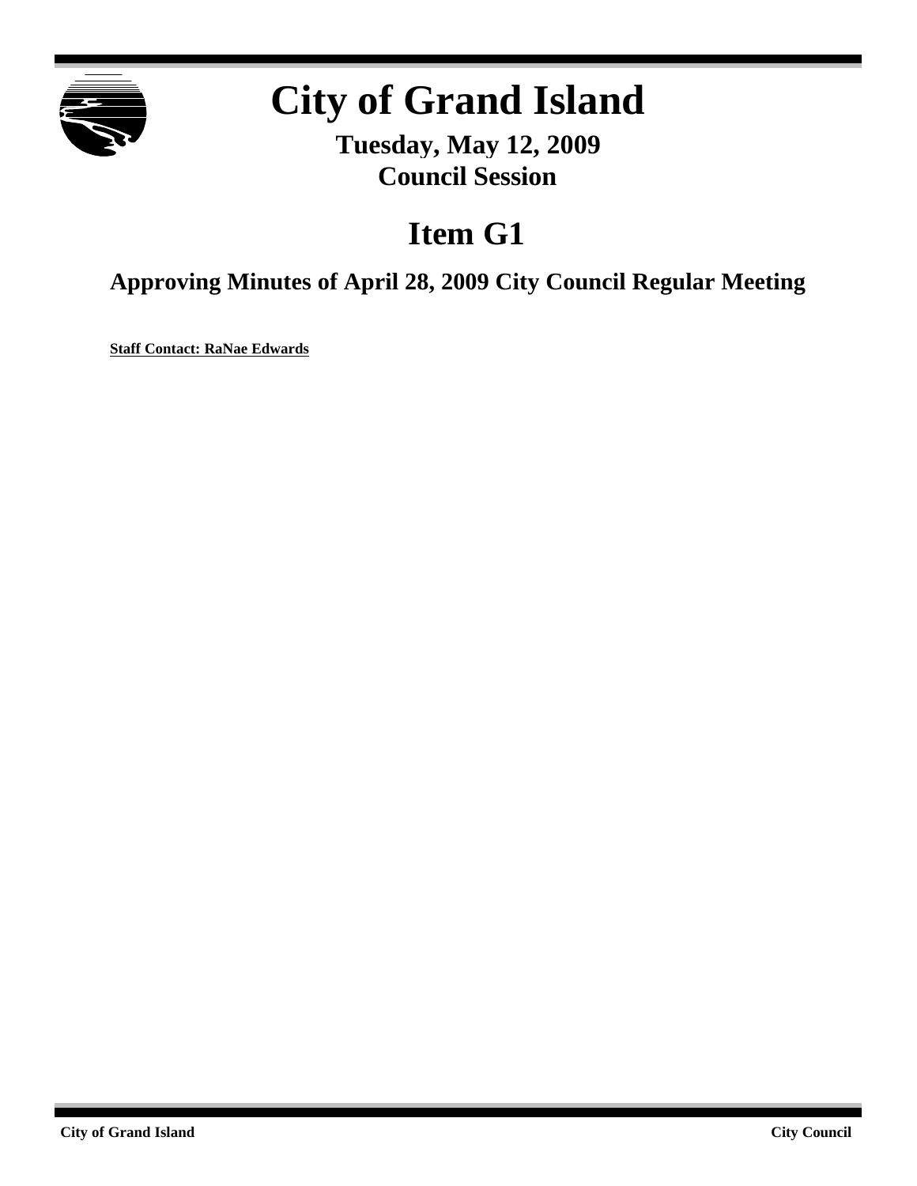# City of Grand Island

**Tuesday, May 12, 2009**
**Council Session**

## Item G1

### Approving Minutes of April 28, 2009 City Council Regular Meeting

**Staff Contact: RaNae Edwards**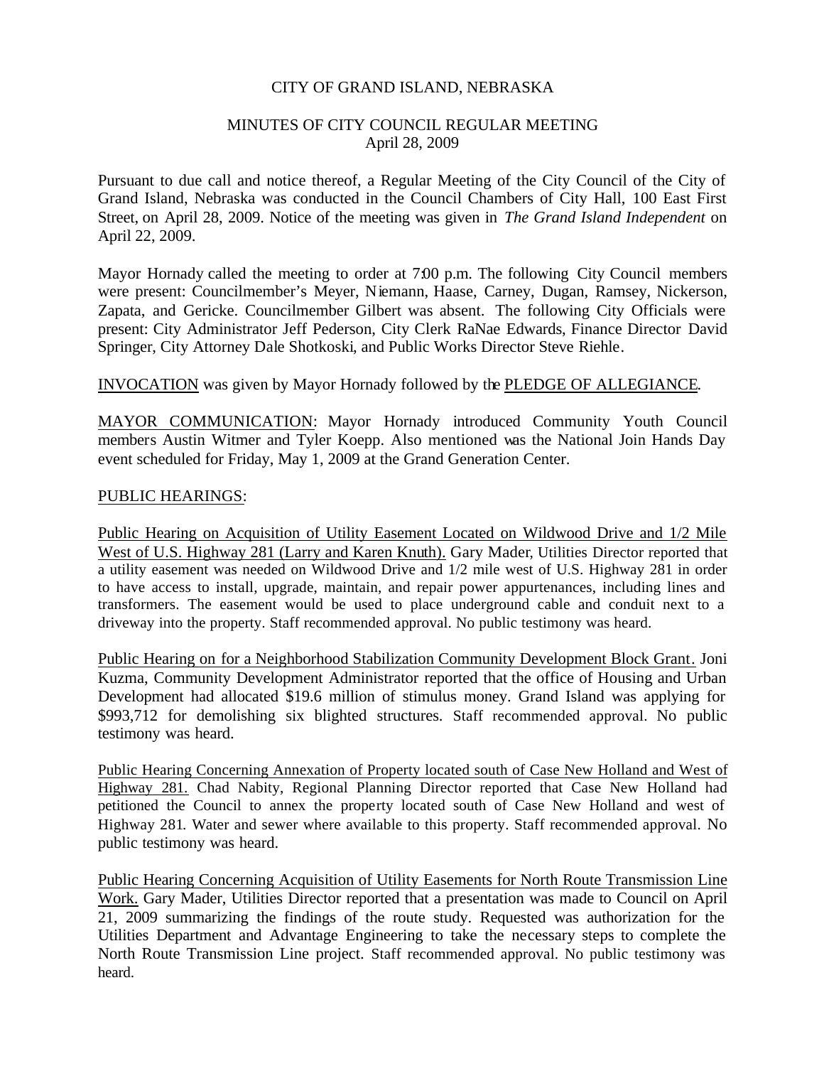CITY OF GRAND ISLAND, NEBRASKA

MINUTES OF CITY COUNCIL REGULAR MEETING
April 28, 2009

Pursuant to due call and notice thereof, a Regular Meeting of the City Council of the City of Grand Island, Nebraska was conducted in the Council Chambers of City Hall, 100 East First Street, on April 28, 2009. Notice of the meeting was given in *The Grand Island Independent* on April 22, 2009.

Mayor Hornady called the meeting to order at 7:00 p.m. The following City Council members were present: Councilmember's Meyer, Niemann, Haase, Carney, Dugan, Ramsey, Nickerson, Zapata, and Gericke. Councilmember Gilbert was absent. The following City Officials were present: City Administrator Jeff Pederson, City Clerk RaNae Edwards, Finance Director David Springer, City Attorney Dale Shotkoski, and Public Works Director Steve Riehle.

INVOCATION was given by Mayor Hornady followed by the PLEDGE OF ALLEGIANCE.

MAYOR COMMUNICATION: Mayor Hornady introduced Community Youth Council members Austin Witmer and Tyler Koepp. Also mentioned was the National Join Hands Day event scheduled for Friday, May 1, 2009 at the Grand Generation Center.

PUBLIC HEARINGS:

Public Hearing on Acquisition of Utility Easement Located on Wildwood Drive and 1/2 Mile West of U.S. Highway 281 (Larry and Karen Knuth). Gary Mader, Utilities Director reported that a utility easement was needed on Wildwood Drive and 1/2 mile west of U.S. Highway 281 in order to have access to install, upgrade, maintain, and repair power appurtenances, including lines and transformers. The easement would be used to place underground cable and conduit next to a driveway into the property. Staff recommended approval. No public testimony was heard.

Public Hearing on for a Neighborhood Stabilization Community Development Block Grant. Joni Kuzma, Community Development Administrator reported that the office of Housing and Urban Development had allocated $19.6 million of stimulus money. Grand Island was applying for $993,712 for demolishing six blighted structures. Staff recommended approval. No public testimony was heard.

Public Hearing Concerning Annexation of Property located south of Case New Holland and West of Highway 281. Chad Nabity, Regional Planning Director reported that Case New Holland had petitioned the Council to annex the property located south of Case New Holland and west of Highway 281. Water and sewer where available to this property. Staff recommended approval. No public testimony was heard.

Public Hearing Concerning Acquisition of Utility Easements for North Route Transmission Line Work. Gary Mader, Utilities Director reported that a presentation was made to Council on April 21, 2009 summarizing the findings of the route study. Requested was authorization for the Utilities Department and Advantage Engineering to take the necessary steps to complete the North Route Transmission Line project. Staff recommended approval. No public testimony was heard.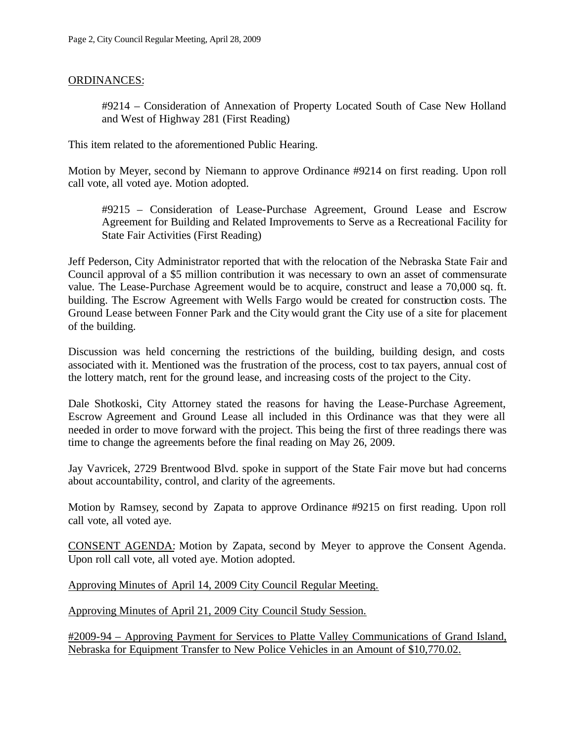ORDINANCES:

#9214 – Consideration of Annexation of Property Located South of Case New Holland and West of Highway 281 (First Reading)

This item related to the aforementioned Public Hearing.

Motion by Meyer, second by Niemann to approve Ordinance #9214 on first reading. Upon roll call vote, all voted aye. Motion adopted.

#9215 – Consideration of Lease-Purchase Agreement, Ground Lease and Escrow Agreement for Building and Related Improvements to Serve as a Recreational Facility for State Fair Activities (First Reading)

Jeff Pederson, City Administrator reported that with the relocation of the Nebraska State Fair and Council approval of a $5 million contribution it was necessary to own an asset of commensurate value. The Lease-Purchase Agreement would be to acquire, construct and lease a 70,000 sq. ft. building. The Escrow Agreement with Wells Fargo would be created for construction costs. The Ground Lease between Fonner Park and the City would grant the City use of a site for placement of the building.

Discussion was held concerning the restrictions of the building, building design, and costs associated with it. Mentioned was the frustration of the process, cost to tax payers, annual cost of the lottery match, rent for the ground lease, and increasing costs of the project to the City.

Dale Shotkoski, City Attorney stated the reasons for having the Lease-Purchase Agreement, Escrow Agreement and Ground Lease all included in this Ordinance was that they were all needed in order to move forward with the project. This being the first of three readings there was time to change the agreements before the final reading on May 26, 2009.

Jay Vavricek, 2729 Brentwood Blvd. spoke in support of the State Fair move but had concerns about accountability, control, and clarity of the agreements.

Motion by Ramsey, second by Zapata to approve Ordinance #9215 on first reading. Upon roll call vote, all voted aye.

CONSENT AGENDA: Motion by Zapata, second by Meyer to approve the Consent Agenda. Upon roll call vote, all voted aye. Motion adopted.

Approving Minutes of April 14, 2009 City Council Regular Meeting.

Approving Minutes of April 21, 2009 City Council Study Session.

#2009-94 – Approving Payment for Services to Platte Valley Communications of Grand Island, Nebraska for Equipment Transfer to New Police Vehicles in an Amount of $10,770.02.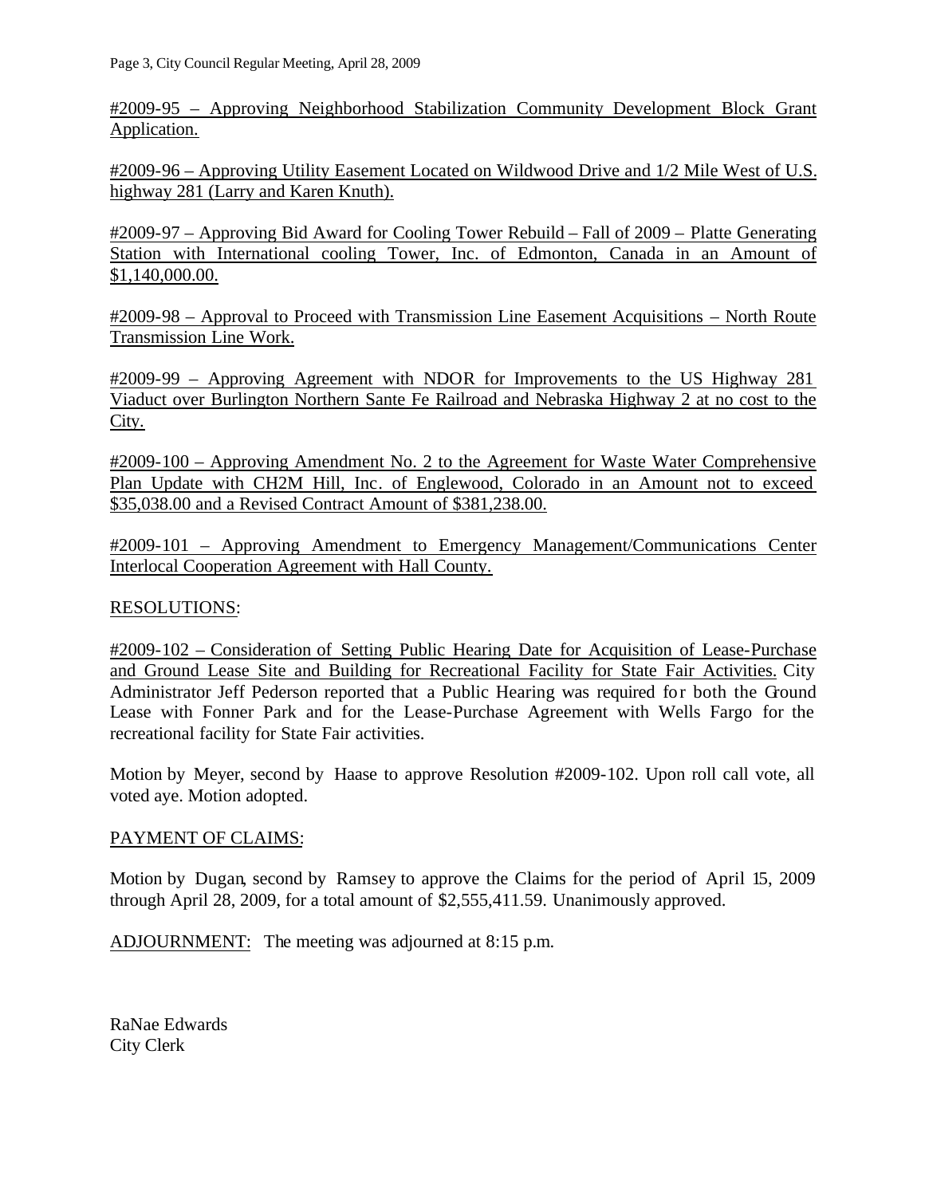#2009-95 – Approving Neighborhood Stabilization Community Development Block Grant Application.

#2009-96 – Approving Utility Easement Located on Wildwood Drive and 1/2 Mile West of U.S. highway 281 (Larry and Karen Knuth).

#2009-97 – Approving Bid Award for Cooling Tower Rebuild – Fall of 2009 – Platte Generating Station with International cooling Tower, Inc. of Edmonton, Canada in an Amount of $1,140,000.00.

#2009-98 – Approval to Proceed with Transmission Line Easement Acquisitions – North Route Transmission Line Work.

#2009-99 – Approving Agreement with NDOR for Improvements to the US Highway 281 Viaduct over Burlington Northern Sante Fe Railroad and Nebraska Highway 2 at no cost to the City.

#2009-100 – Approving Amendment No. 2 to the Agreement for Waste Water Comprehensive Plan Update with CH2M Hill, Inc. of Englewood, Colorado in an Amount not to exceed $35,038.00 and a Revised Contract Amount of $381,238.00.

#2009-101 – Approving Amendment to Emergency Management/Communications Center Interlocal Cooperation Agreement with Hall County.

RESOLUTIONS:

#2009-102 – Consideration of Setting Public Hearing Date for Acquisition of Lease-Purchase and Ground Lease Site and Building for Recreational Facility for State Fair Activities. City Administrator Jeff Pederson reported that a Public Hearing was required for both the Ground Lease with Fonner Park and for the Lease-Purchase Agreement with Wells Fargo for the recreational facility for State Fair activities.

Motion by Meyer, second by Haase to approve Resolution #2009-102. Upon roll call vote, all voted aye. Motion adopted.

PAYMENT OF CLAIMS:

Motion by Dugan, second by Ramsey to approve the Claims for the period of April 15, 2009 through April 28, 2009, for a total amount of $2,555,411.59. Unanimously approved.

ADJOURNMENT: The meeting was adjourned at 8:15 p.m.

RaNae Edwards
City Clerk